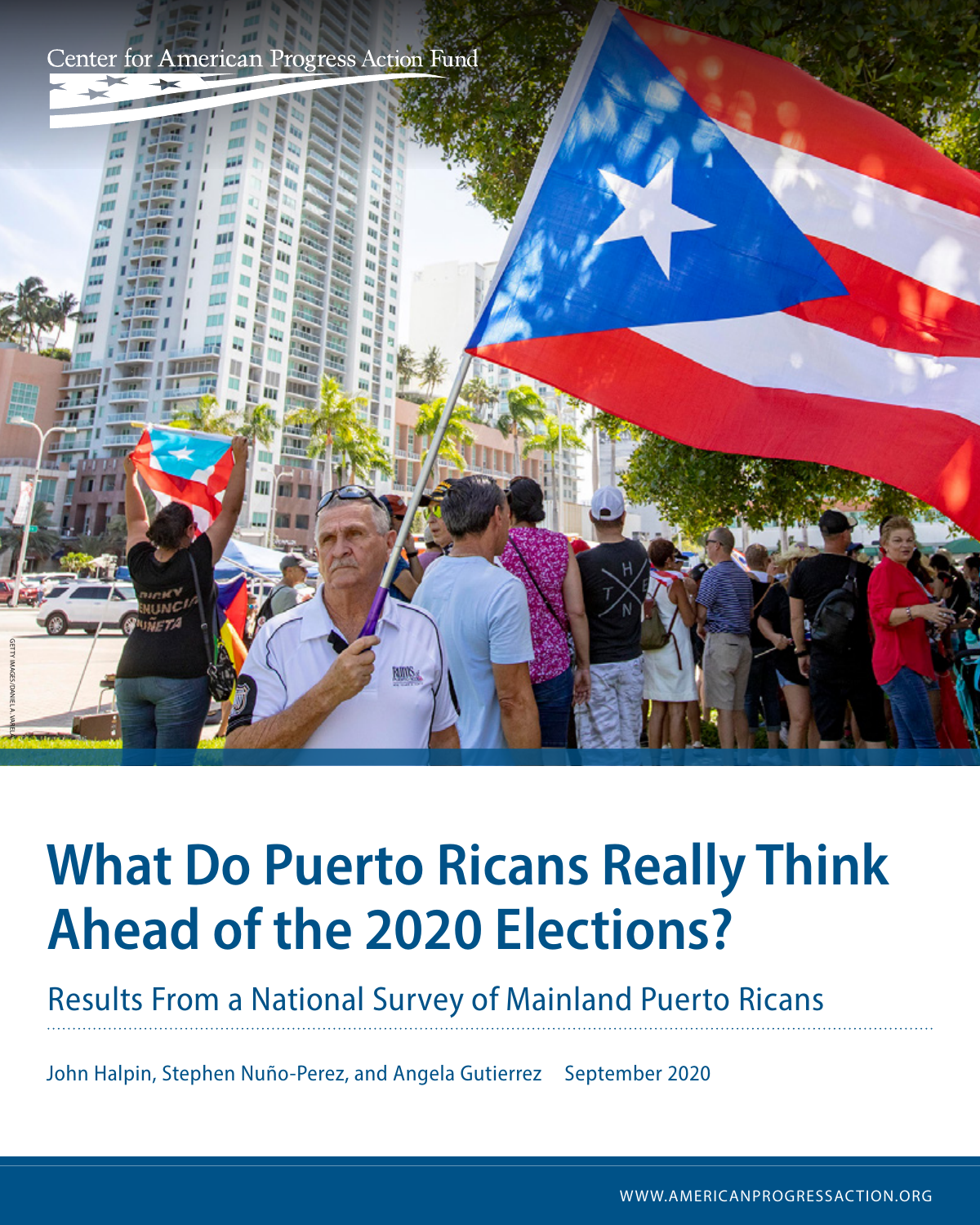Center for American Progress Action Fund

# What Do Puerto Ricans Really Think Ahead of the 2020 Elections?

## Results From a National Survey of Mainland Puerto Ricans

John Halpin, Stephen Nuño-Perez, and Angela Gutierrez    September 2020

WWW.AMERICANPROGRESSACTION.ORG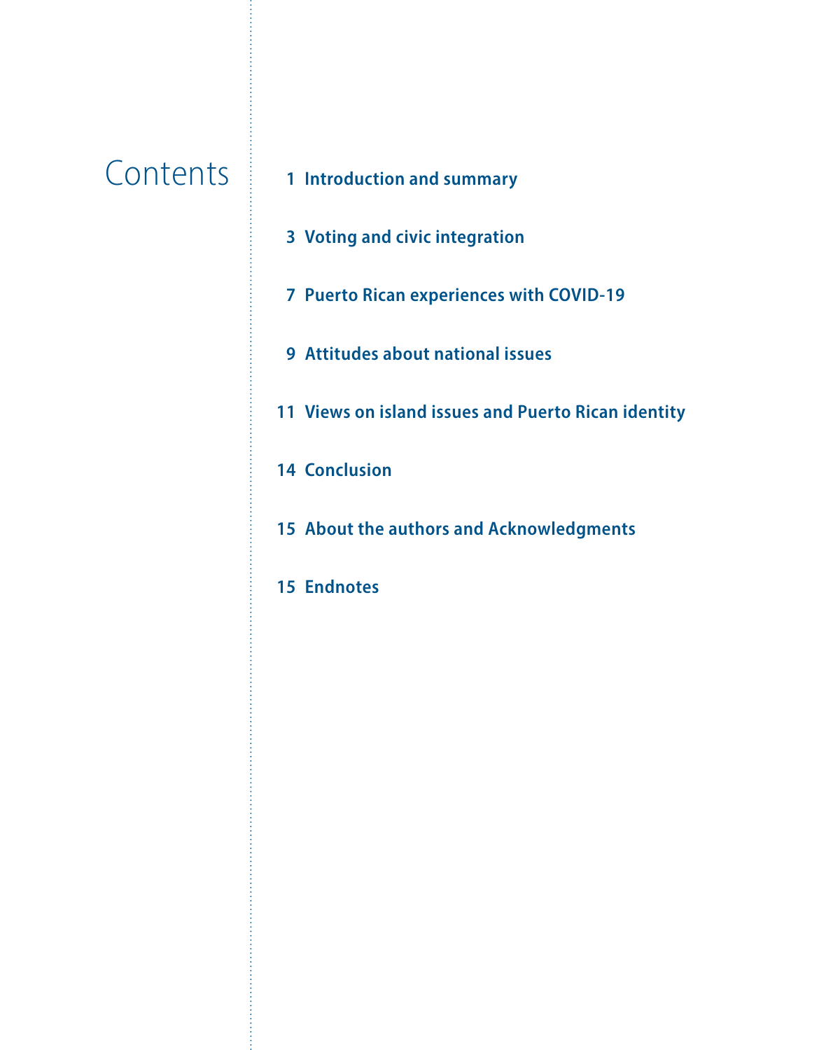# Contents

1 Introduction and summary

3 Voting and civic integration

7 Puerto Rican experiences with COVID-19

9 Attitudes about national issues

11 Views on island issues and Puerto Rican identity

14 Conclusion

15 About the authors and Acknowledgments

15 Endnotes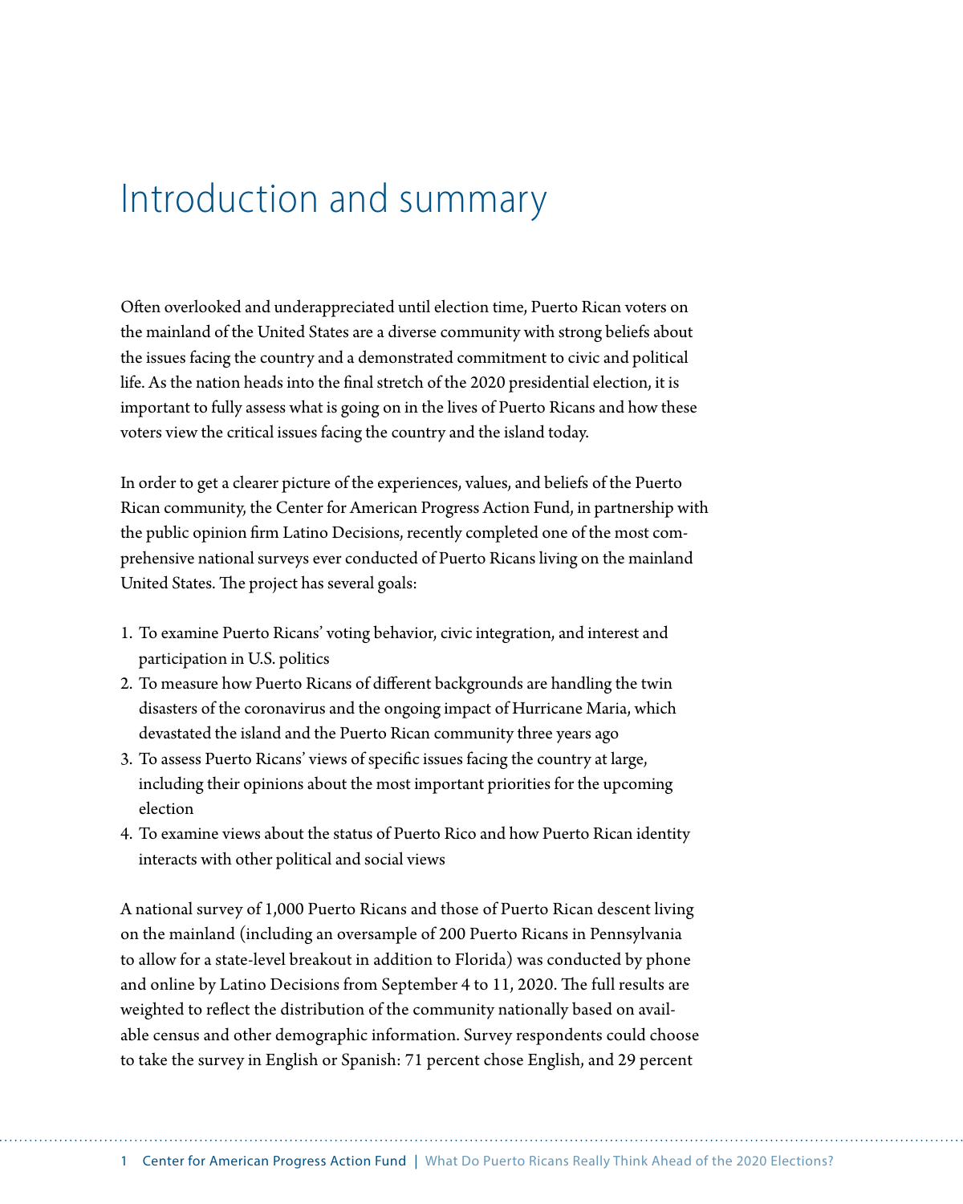# Introduction and summary

Often overlooked and underappreciated until election time, Puerto Rican voters on the mainland of the United States are a diverse community with strong beliefs about the issues facing the country and a demonstrated commitment to civic and political life. As the nation heads into the final stretch of the 2020 presidential election, it is important to fully assess what is going on in the lives of Puerto Ricans and how these voters view the critical issues facing the country and the island today.

In order to get a clearer picture of the experiences, values, and beliefs of the Puerto Rican community, the Center for American Progress Action Fund, in partnership with the public opinion firm Latino Decisions, recently completed one of the most comprehensive national surveys ever conducted of Puerto Ricans living on the mainland United States. The project has several goals:

1. To examine Puerto Ricans' voting behavior, civic integration, and interest and participation in U.S. politics
2. To measure how Puerto Ricans of different backgrounds are handling the twin disasters of the coronavirus and the ongoing impact of Hurricane Maria, which devastated the island and the Puerto Rican community three years ago
3. To assess Puerto Ricans' views of specific issues facing the country at large, including their opinions about the most important priorities for the upcoming election
4. To examine views about the status of Puerto Rico and how Puerto Rican identity interacts with other political and social views

A national survey of 1,000 Puerto Ricans and those of Puerto Rican descent living on the mainland (including an oversample of 200 Puerto Ricans in Pennsylvania to allow for a state-level breakout in addition to Florida) was conducted by phone and online by Latino Decisions from September 4 to 11, 2020. The full results are weighted to reflect the distribution of the community nationally based on available census and other demographic information. Survey respondents could choose to take the survey in English or Spanish: 71 percent chose English, and 29 percent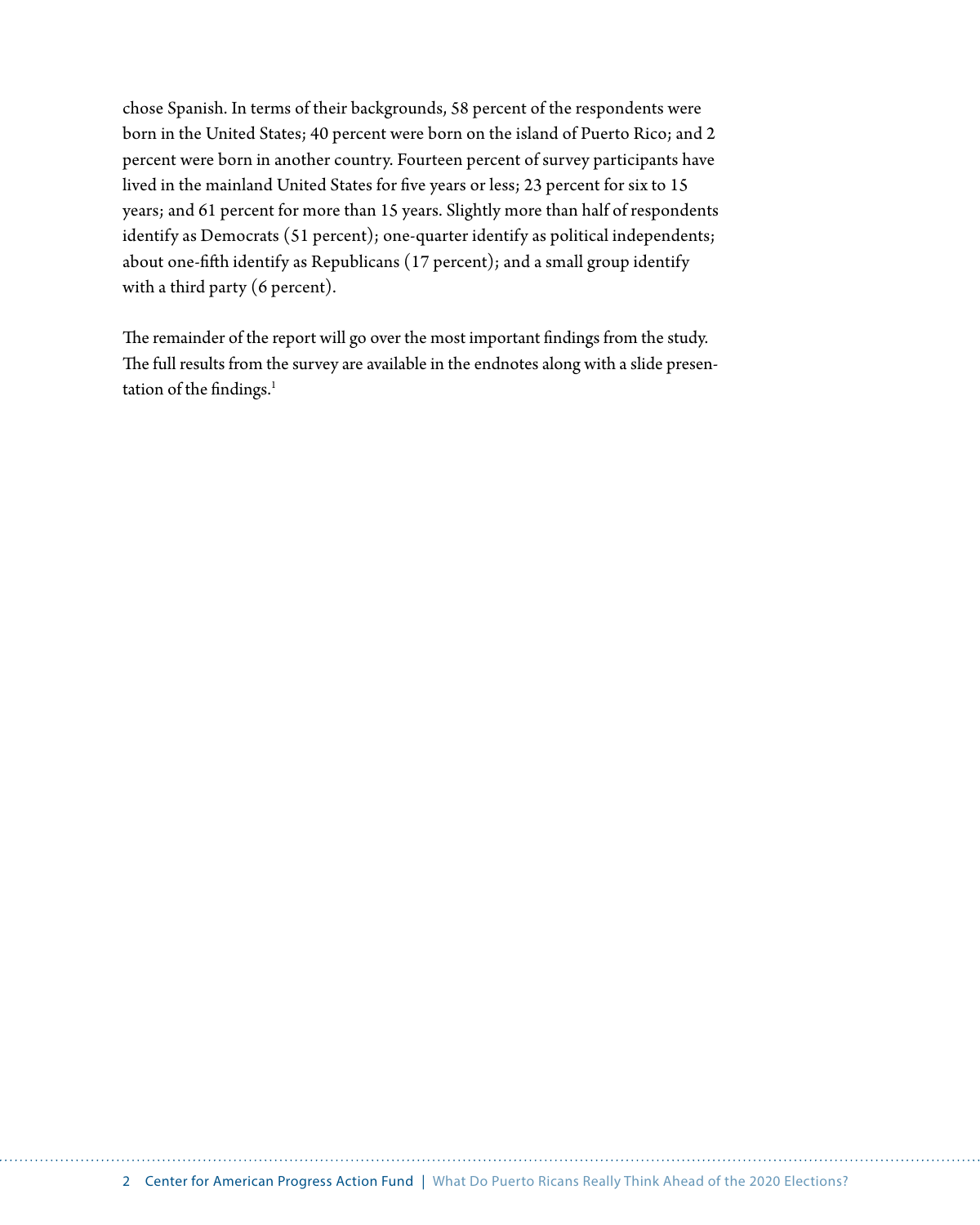chose Spanish. In terms of their backgrounds, 58 percent of the respondents were born in the United States; 40 percent were born on the island of Puerto Rico; and 2 percent were born in another country. Fourteen percent of survey participants have lived in the mainland United States for five years or less; 23 percent for six to 15 years; and 61 percent for more than 15 years. Slightly more than half of respondents identify as Democrats (51 percent); one-quarter identify as political independents; about one-fifth identify as Republicans (17 percent); and a small group identify with a third party (6 percent).

The remainder of the report will go over the most important findings from the study. The full results from the survey are available in the endnotes along with a slide presentation of the findings.[1]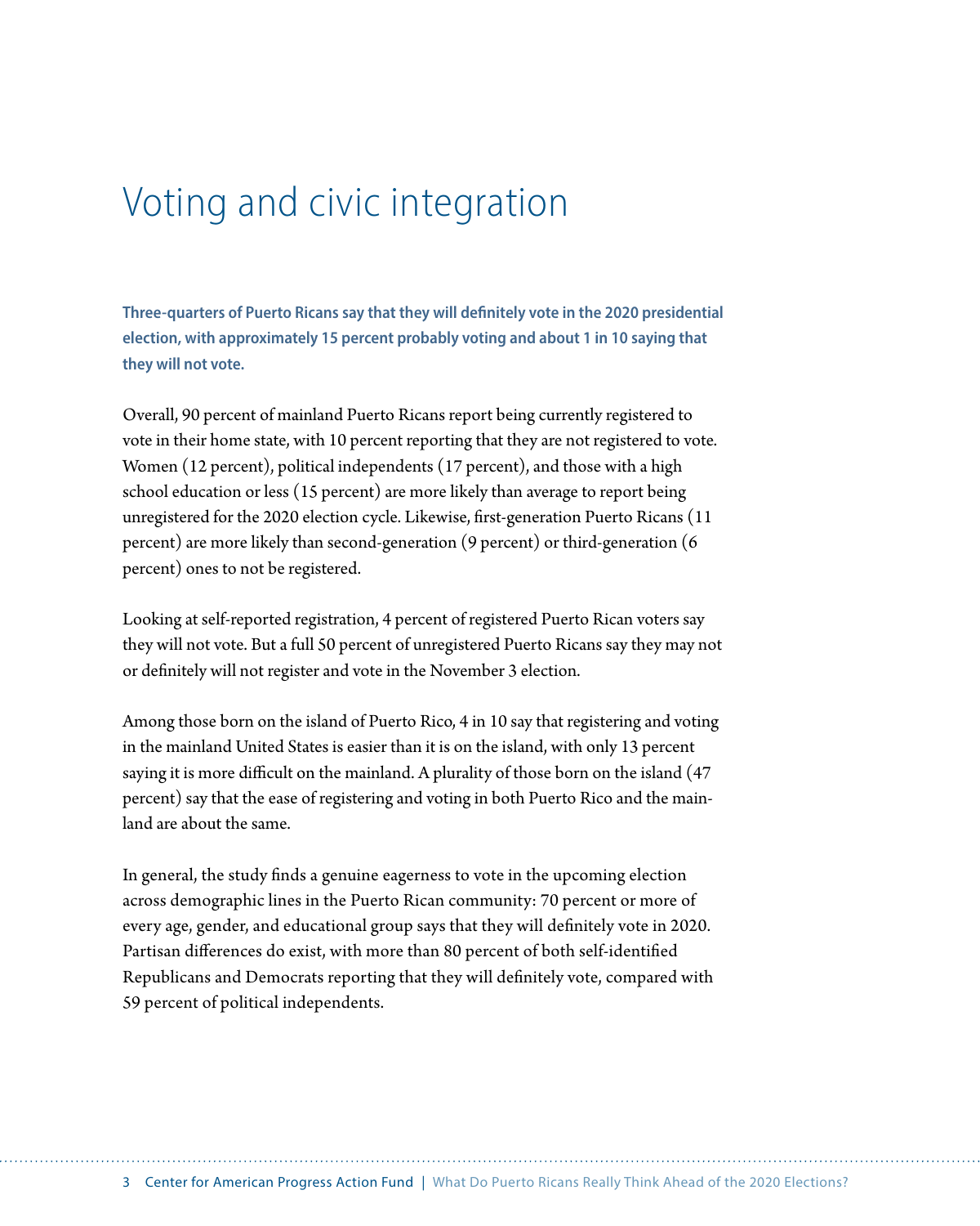# Voting and civic integration

**Three-quarters of Puerto Ricans say that they will definitely vote in the 2020 presidential election, with approximately 15 percent probably voting and about 1 in 10 saying that they will not vote.**

Overall, 90 percent of mainland Puerto Ricans report being currently registered to vote in their home state, with 10 percent reporting that they are not registered to vote. Women (12 percent), political independents (17 percent), and those with a high school education or less (15 percent) are more likely than average to report being unregistered for the 2020 election cycle. Likewise, first-generation Puerto Ricans (11 percent) are more likely than second-generation (9 percent) or third-generation (6 percent) ones to not be registered.

Looking at self-reported registration, 4 percent of registered Puerto Rican voters say they will not vote. But a full 50 percent of unregistered Puerto Ricans say they may not or definitely will not register and vote in the November 3 election.

Among those born on the island of Puerto Rico, 4 in 10 say that registering and voting in the mainland United States is easier than it is on the island, with only 13 percent saying it is more difficult on the mainland. A plurality of those born on the island (47 percent) say that the ease of registering and voting in both Puerto Rico and the mainland are about the same.

In general, the study finds a genuine eagerness to vote in the upcoming election across demographic lines in the Puerto Rican community: 70 percent or more of every age, gender, and educational group says that they will definitely vote in 2020. Partisan differences do exist, with more than 80 percent of both self-identified Republicans and Democrats reporting that they will definitely vote, compared with 59 percent of political independents.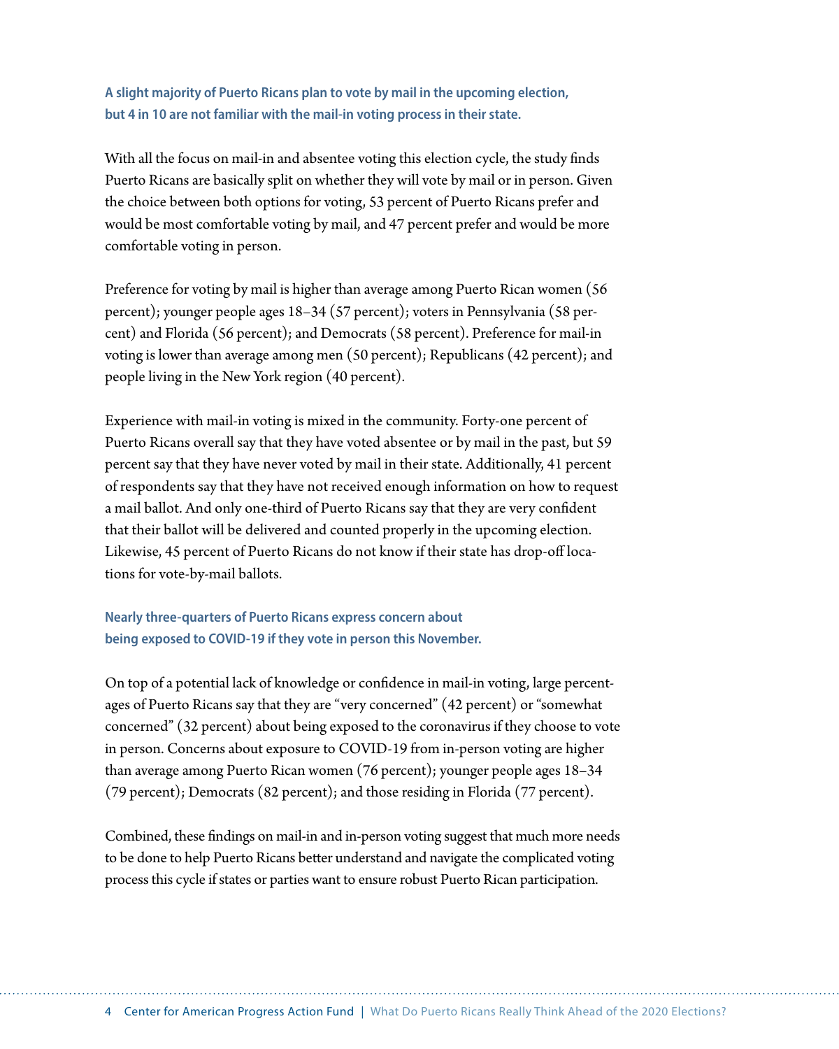### A slight majority of Puerto Ricans plan to vote by mail in the upcoming election, but 4 in 10 are not familiar with the mail-in voting process in their state.

With all the focus on mail-in and absentee voting this election cycle, the study finds Puerto Ricans are basically split on whether they will vote by mail or in person. Given the choice between both options for voting, 53 percent of Puerto Ricans prefer and would be most comfortable voting by mail, and 47 percent prefer and would be more comfortable voting in person.

Preference for voting by mail is higher than average among Puerto Rican women (56 percent); younger people ages 18–34 (57 percent); voters in Pennsylvania (58 percent) and Florida (56 percent); and Democrats (58 percent). Preference for mail-in voting is lower than average among men (50 percent); Republicans (42 percent); and people living in the New York region (40 percent).

Experience with mail-in voting is mixed in the community. Forty-one percent of Puerto Ricans overall say that they have voted absentee or by mail in the past, but 59 percent say that they have never voted by mail in their state. Additionally, 41 percent of respondents say that they have not received enough information on how to request a mail ballot. And only one-third of Puerto Ricans say that they are very confident that their ballot will be delivered and counted properly in the upcoming election. Likewise, 45 percent of Puerto Ricans do not know if their state has drop-off locations for vote-by-mail ballots.

### Nearly three-quarters of Puerto Ricans express concern about being exposed to COVID-19 if they vote in person this November.

On top of a potential lack of knowledge or confidence in mail-in voting, large percentages of Puerto Ricans say that they are "very concerned" (42 percent) or "somewhat concerned" (32 percent) about being exposed to the coronavirus if they choose to vote in person. Concerns about exposure to COVID-19 from in-person voting are higher than average among Puerto Rican women (76 percent); younger people ages 18–34 (79 percent); Democrats (82 percent); and those residing in Florida (77 percent).

Combined, these findings on mail-in and in-person voting suggest that much more needs to be done to help Puerto Ricans better understand and navigate the complicated voting process this cycle if states or parties want to ensure robust Puerto Rican participation.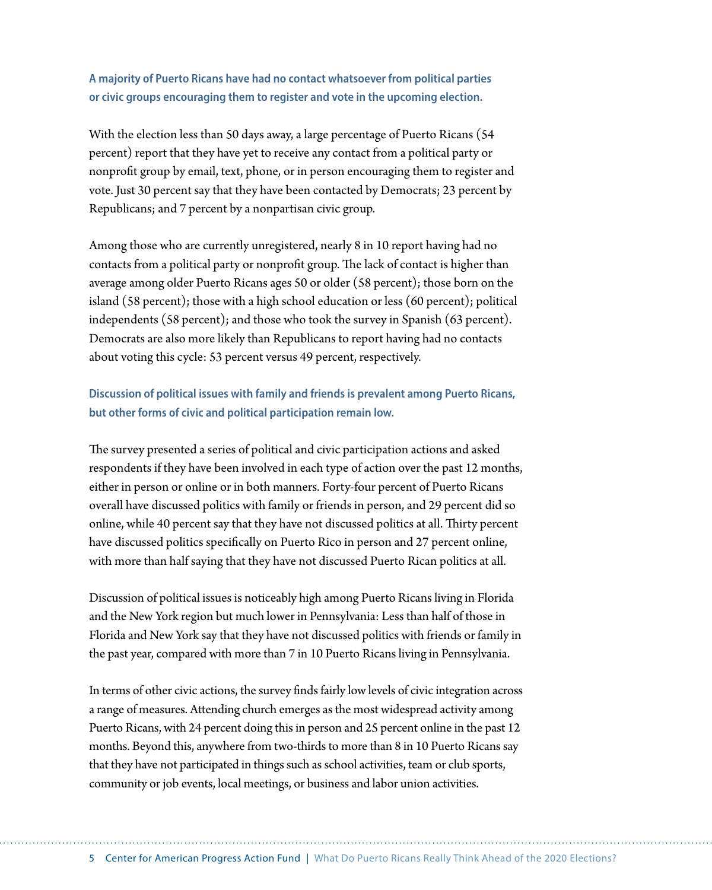### A majority of Puerto Ricans have had no contact whatsoever from political parties or civic groups encouraging them to register and vote in the upcoming election.

With the election less than 50 days away, a large percentage of Puerto Ricans (54 percent) report that they have yet to receive any contact from a political party or nonprofit group by email, text, phone, or in person encouraging them to register and vote. Just 30 percent say that they have been contacted by Democrats; 23 percent by Republicans; and 7 percent by a nonpartisan civic group.

Among those who are currently unregistered, nearly 8 in 10 report having had no contacts from a political party or nonprofit group. The lack of contact is higher than average among older Puerto Ricans ages 50 or older (58 percent); those born on the island (58 percent); those with a high school education or less (60 percent); political independents (58 percent); and those who took the survey in Spanish (63 percent). Democrats are also more likely than Republicans to report having had no contacts about voting this cycle: 53 percent versus 49 percent, respectively.

### Discussion of political issues with family and friends is prevalent among Puerto Ricans, but other forms of civic and political participation remain low.

The survey presented a series of political and civic participation actions and asked respondents if they have been involved in each type of action over the past 12 months, either in person or online or in both manners. Forty-four percent of Puerto Ricans overall have discussed politics with family or friends in person, and 29 percent did so online, while 40 percent say that they have not discussed politics at all. Thirty percent have discussed politics specifically on Puerto Rico in person and 27 percent online, with more than half saying that they have not discussed Puerto Rican politics at all.

Discussion of political issues is noticeably high among Puerto Ricans living in Florida and the New York region but much lower in Pennsylvania: Less than half of those in Florida and New York say that they have not discussed politics with friends or family in the past year, compared with more than 7 in 10 Puerto Ricans living in Pennsylvania.

In terms of other civic actions, the survey finds fairly low levels of civic integration across a range of measures. Attending church emerges as the most widespread activity among Puerto Ricans, with 24 percent doing this in person and 25 percent online in the past 12 months. Beyond this, anywhere from two-thirds to more than 8 in 10 Puerto Ricans say that they have not participated in things such as school activities, team or club sports, community or job events, local meetings, or business and labor union activities.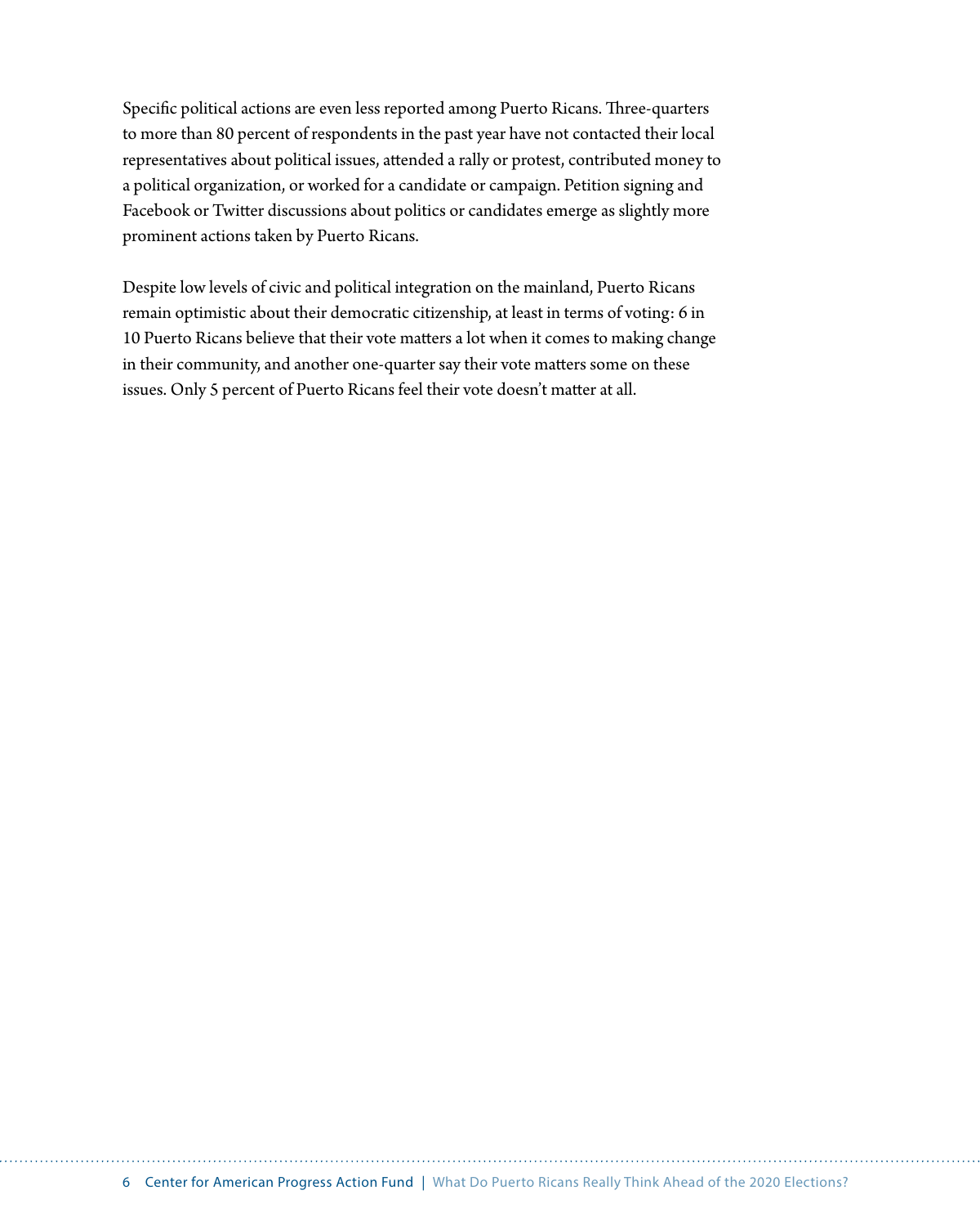Specific political actions are even less reported among Puerto Ricans. Three-quarters to more than 80 percent of respondents in the past year have not contacted their local representatives about political issues, attended a rally or protest, contributed money to a political organization, or worked for a candidate or campaign. Petition signing and Facebook or Twitter discussions about politics or candidates emerge as slightly more prominent actions taken by Puerto Ricans.

Despite low levels of civic and political integration on the mainland, Puerto Ricans remain optimistic about their democratic citizenship, at least in terms of voting: 6 in 10 Puerto Ricans believe that their vote matters a lot when it comes to making change in their community, and another one-quarter say their vote matters some on these issues. Only 5 percent of Puerto Ricans feel their vote doesn't matter at all.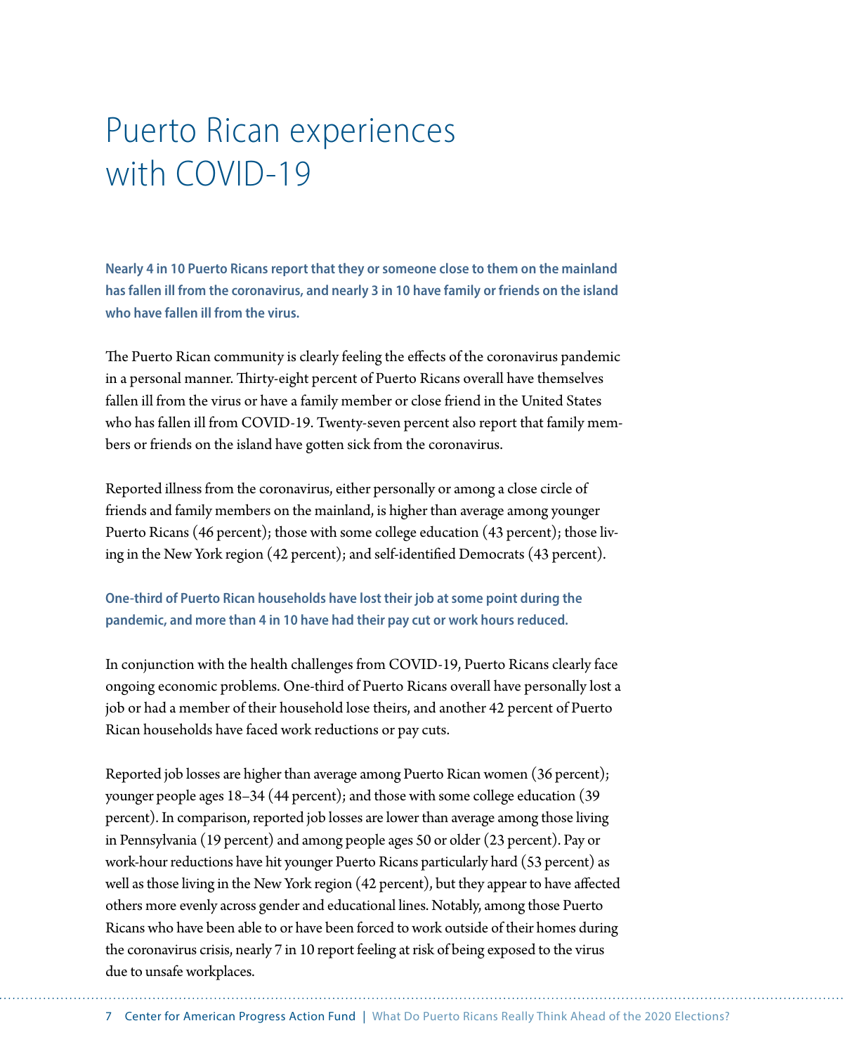# Puerto Rican experiences with COVID-19

**Nearly 4 in 10 Puerto Ricans report that they or someone close to them on the mainland has fallen ill from the coronavirus, and nearly 3 in 10 have family or friends on the island who have fallen ill from the virus.**

The Puerto Rican community is clearly feeling the effects of the coronavirus pandemic in a personal manner. Thirty-eight percent of Puerto Ricans overall have themselves fallen ill from the virus or have a family member or close friend in the United States who has fallen ill from COVID-19. Twenty-seven percent also report that family members or friends on the island have gotten sick from the coronavirus.

Reported illness from the coronavirus, either personally or among a close circle of friends and family members on the mainland, is higher than average among younger Puerto Ricans (46 percent); those with some college education (43 percent); those living in the New York region (42 percent); and self-identified Democrats (43 percent).

**One-third of Puerto Rican households have lost their job at some point during the pandemic, and more than 4 in 10 have had their pay cut or work hours reduced.**

In conjunction with the health challenges from COVID-19, Puerto Ricans clearly face ongoing economic problems. One-third of Puerto Ricans overall have personally lost a job or had a member of their household lose theirs, and another 42 percent of Puerto Rican households have faced work reductions or pay cuts.

Reported job losses are higher than average among Puerto Rican women (36 percent); younger people ages 18–34 (44 percent); and those with some college education (39 percent). In comparison, reported job losses are lower than average among those living in Pennsylvania (19 percent) and among people ages 50 or older (23 percent). Pay or work-hour reductions have hit younger Puerto Ricans particularly hard (53 percent) as well as those living in the New York region (42 percent), but they appear to have affected others more evenly across gender and educational lines. Notably, among those Puerto Ricans who have been able to or have been forced to work outside of their homes during the coronavirus crisis, nearly 7 in 10 report feeling at risk of being exposed to the virus due to unsafe workplaces.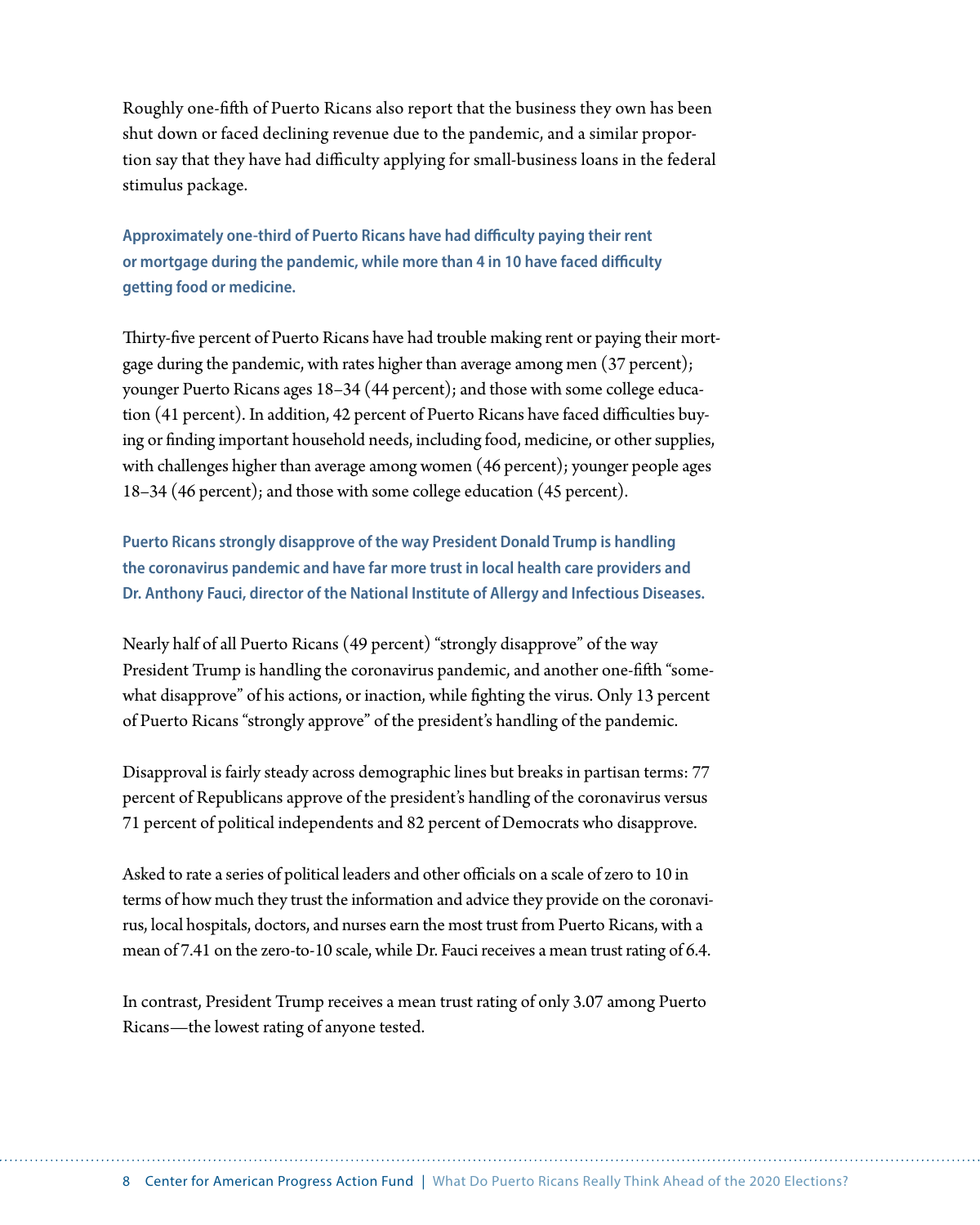Roughly one-fifth of Puerto Ricans also report that the business they own has been shut down or faced declining revenue due to the pandemic, and a similar proportion say that they have had difficulty applying for small-business loans in the federal stimulus package.

**Approximately one-third of Puerto Ricans have had difficulty paying their rent or mortgage during the pandemic, while more than 4 in 10 have faced difficulty getting food or medicine.**

Thirty-five percent of Puerto Ricans have had trouble making rent or paying their mortgage during the pandemic, with rates higher than average among men (37 percent); younger Puerto Ricans ages 18–34 (44 percent); and those with some college education (41 percent). In addition, 42 percent of Puerto Ricans have faced difficulties buying or finding important household needs, including food, medicine, or other supplies, with challenges higher than average among women (46 percent); younger people ages 18–34 (46 percent); and those with some college education (45 percent).

**Puerto Ricans strongly disapprove of the way President Donald Trump is handling the coronavirus pandemic and have far more trust in local health care providers and Dr. Anthony Fauci, director of the National Institute of Allergy and Infectious Diseases.**

Nearly half of all Puerto Ricans (49 percent) "strongly disapprove" of the way President Trump is handling the coronavirus pandemic, and another one-fifth "somewhat disapprove" of his actions, or inaction, while fighting the virus. Only 13 percent of Puerto Ricans "strongly approve" of the president's handling of the pandemic.

Disapproval is fairly steady across demographic lines but breaks in partisan terms: 77 percent of Republicans approve of the president's handling of the coronavirus versus 71 percent of political independents and 82 percent of Democrats who disapprove.

Asked to rate a series of political leaders and other officials on a scale of zero to 10 in terms of how much they trust the information and advice they provide on the coronavirus, local hospitals, doctors, and nurses earn the most trust from Puerto Ricans, with a mean of 7.41 on the zero-to-10 scale, while Dr. Fauci receives a mean trust rating of 6.4.

In contrast, President Trump receives a mean trust rating of only 3.07 among Puerto Ricans—the lowest rating of anyone tested.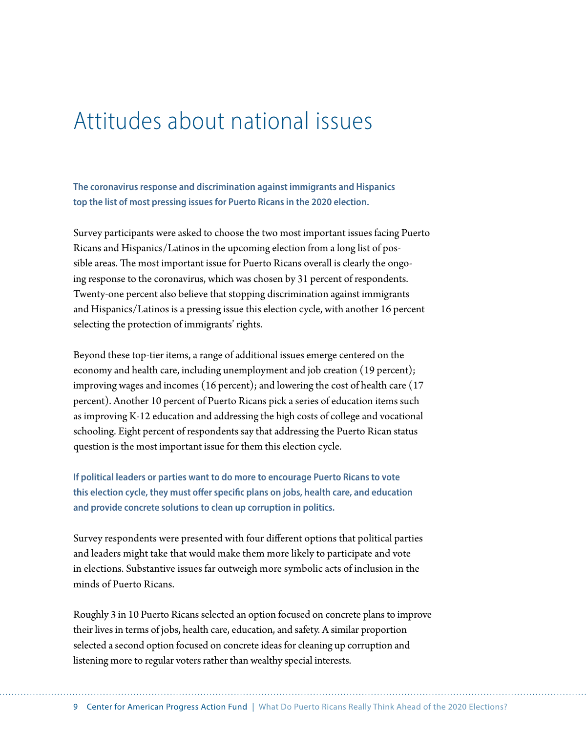# Attitudes about national issues

**The coronavirus response and discrimination against immigrants and Hispanics top the list of most pressing issues for Puerto Ricans in the 2020 election.**

Survey participants were asked to choose the two most important issues facing Puerto Ricans and Hispanics/Latinos in the upcoming election from a long list of possible areas. The most important issue for Puerto Ricans overall is clearly the ongoing response to the coronavirus, which was chosen by 31 percent of respondents. Twenty-one percent also believe that stopping discrimination against immigrants and Hispanics/Latinos is a pressing issue this election cycle, with another 16 percent selecting the protection of immigrants' rights.

Beyond these top-tier items, a range of additional issues emerge centered on the economy and health care, including unemployment and job creation (19 percent); improving wages and incomes (16 percent); and lowering the cost of health care (17 percent). Another 10 percent of Puerto Ricans pick a series of education items such as improving K-12 education and addressing the high costs of college and vocational schooling. Eight percent of respondents say that addressing the Puerto Rican status question is the most important issue for them this election cycle.

**If political leaders or parties want to do more to encourage Puerto Ricans to vote this election cycle, they must offer specific plans on jobs, health care, and education and provide concrete solutions to clean up corruption in politics.**

Survey respondents were presented with four different options that political parties and leaders might take that would make them more likely to participate and vote in elections. Substantive issues far outweigh more symbolic acts of inclusion in the minds of Puerto Ricans.

Roughly 3 in 10 Puerto Ricans selected an option focused on concrete plans to improve their lives in terms of jobs, health care, education, and safety. A similar proportion selected a second option focused on concrete ideas for cleaning up corruption and listening more to regular voters rather than wealthy special interests.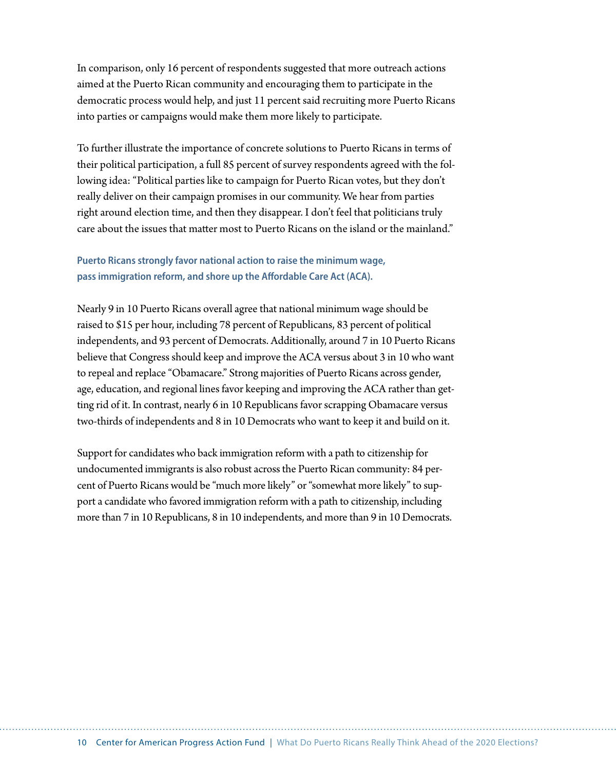In comparison, only 16 percent of respondents suggested that more outreach actions aimed at the Puerto Rican community and encouraging them to participate in the democratic process would help, and just 11 percent said recruiting more Puerto Ricans into parties or campaigns would make them more likely to participate.

To further illustrate the importance of concrete solutions to Puerto Ricans in terms of their political participation, a full 85 percent of survey respondents agreed with the following idea: "Political parties like to campaign for Puerto Rican votes, but they don't really deliver on their campaign promises in our community. We hear from parties right around election time, and then they disappear. I don't feel that politicians truly care about the issues that matter most to Puerto Ricans on the island or the mainland."

### Puerto Ricans strongly favor national action to raise the minimum wage, pass immigration reform, and shore up the Affordable Care Act (ACA).

Nearly 9 in 10 Puerto Ricans overall agree that national minimum wage should be raised to $15 per hour, including 78 percent of Republicans, 83 percent of political independents, and 93 percent of Democrats. Additionally, around 7 in 10 Puerto Ricans believe that Congress should keep and improve the ACA versus about 3 in 10 who want to repeal and replace "Obamacare." Strong majorities of Puerto Ricans across gender, age, education, and regional lines favor keeping and improving the ACA rather than getting rid of it. In contrast, nearly 6 in 10 Republicans favor scrapping Obamacare versus two-thirds of independents and 8 in 10 Democrats who want to keep it and build on it.

Support for candidates who back immigration reform with a path to citizenship for undocumented immigrants is also robust across the Puerto Rican community: 84 percent of Puerto Ricans would be "much more likely" or "somewhat more likely" to support a candidate who favored immigration reform with a path to citizenship, including more than 7 in 10 Republicans, 8 in 10 independents, and more than 9 in 10 Democrats.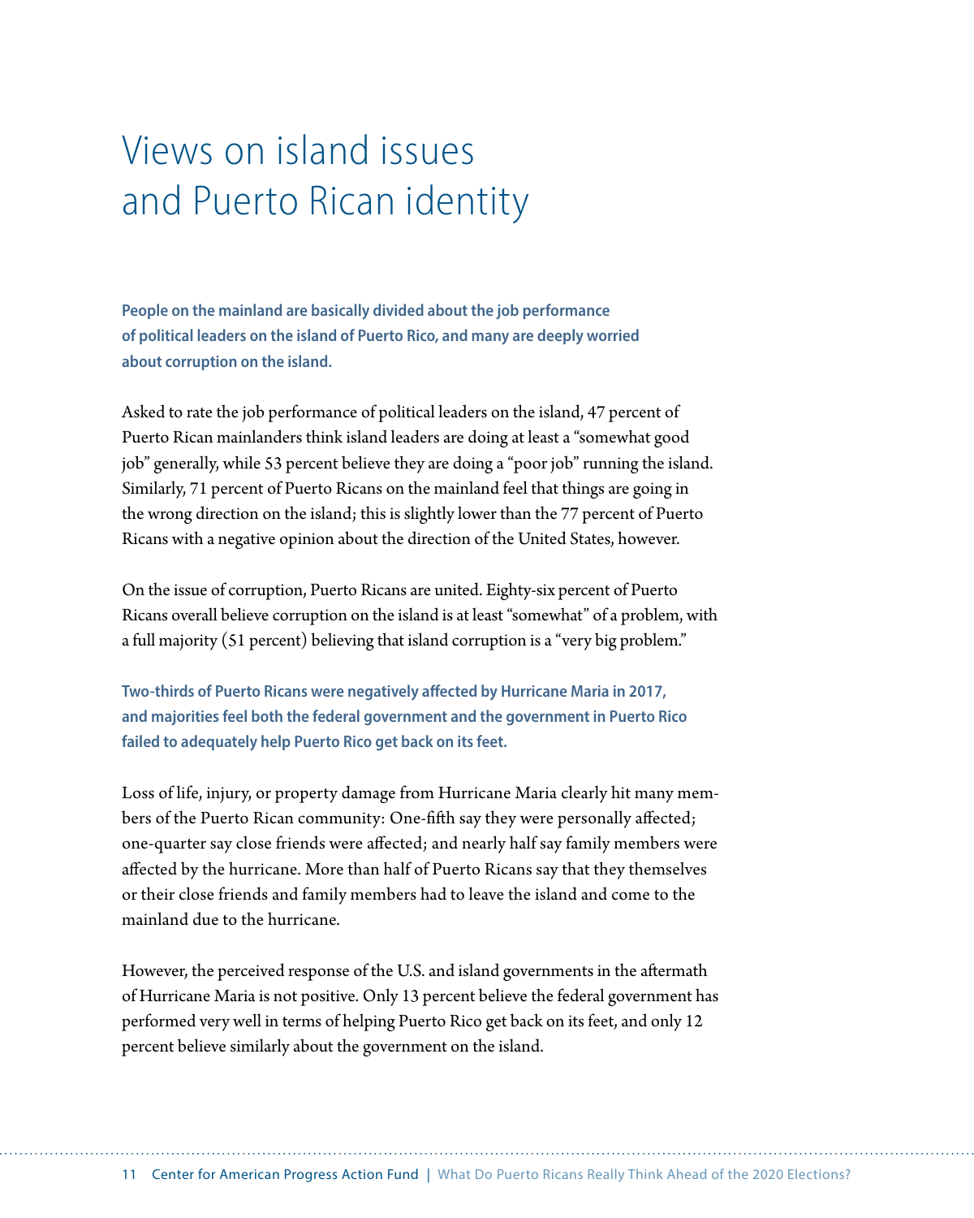# Views on island issues and Puerto Rican identity

**People on the mainland are basically divided about the job performance of political leaders on the island of Puerto Rico, and many are deeply worried about corruption on the island.**

Asked to rate the job performance of political leaders on the island, 47 percent of Puerto Rican mainlanders think island leaders are doing at least a "somewhat good job" generally, while 53 percent believe they are doing a "poor job" running the island. Similarly, 71 percent of Puerto Ricans on the mainland feel that things are going in the wrong direction on the island; this is slightly lower than the 77 percent of Puerto Ricans with a negative opinion about the direction of the United States, however.

On the issue of corruption, Puerto Ricans are united. Eighty-six percent of Puerto Ricans overall believe corruption on the island is at least "somewhat" of a problem, with a full majority (51 percent) believing that island corruption is a "very big problem."

**Two-thirds of Puerto Ricans were negatively affected by Hurricane Maria in 2017, and majorities feel both the federal government and the government in Puerto Rico failed to adequately help Puerto Rico get back on its feet.**

Loss of life, injury, or property damage from Hurricane Maria clearly hit many members of the Puerto Rican community: One-fifth say they were personally affected; one-quarter say close friends were affected; and nearly half say family members were affected by the hurricane. More than half of Puerto Ricans say that they themselves or their close friends and family members had to leave the island and come to the mainland due to the hurricane.

However, the perceived response of the U.S. and island governments in the aftermath of Hurricane Maria is not positive. Only 13 percent believe the federal government has performed very well in terms of helping Puerto Rico get back on its feet, and only 12 percent believe similarly about the government on the island.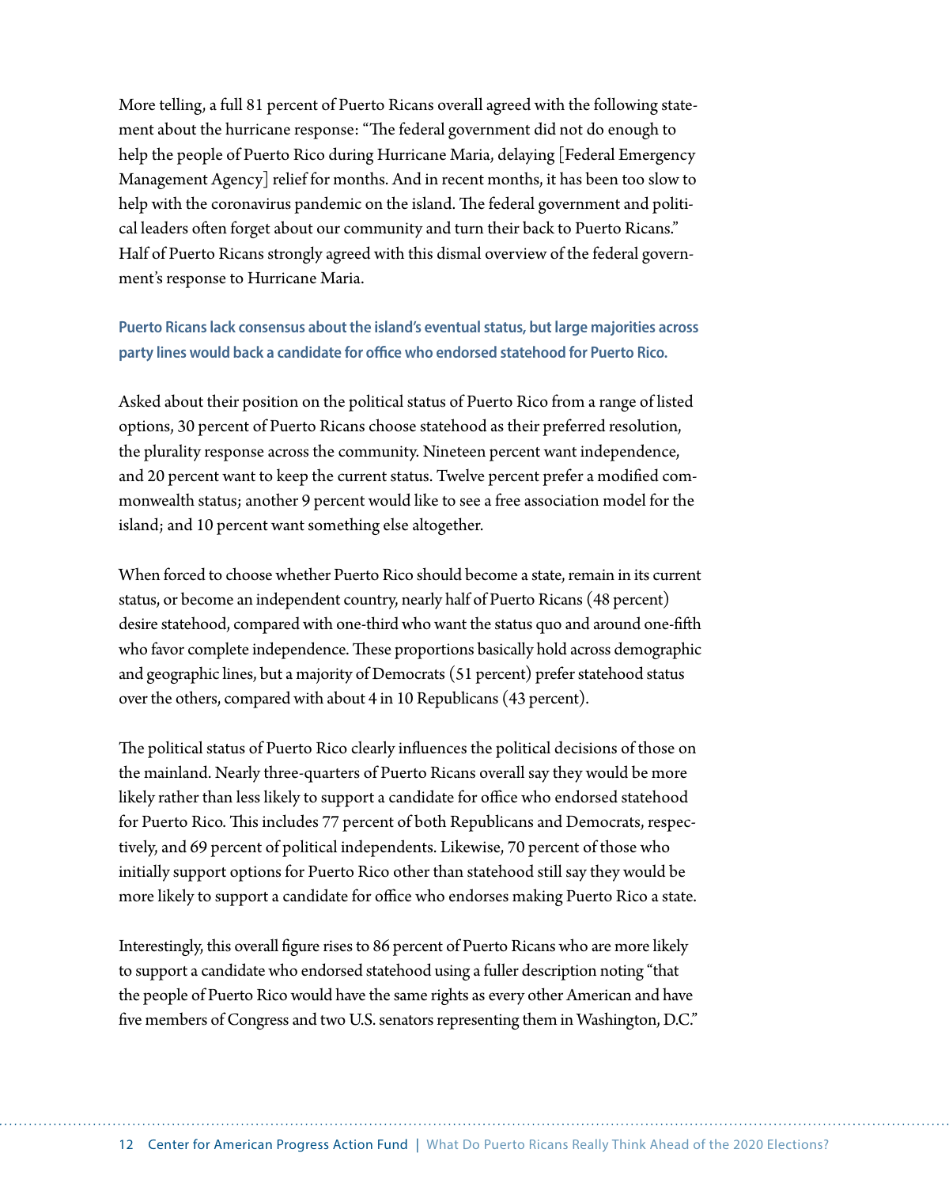More telling, a full 81 percent of Puerto Ricans overall agreed with the following statement about the hurricane response: "The federal government did not do enough to help the people of Puerto Rico during Hurricane Maria, delaying [Federal Emergency Management Agency] relief for months. And in recent months, it has been too slow to help with the coronavirus pandemic on the island. The federal government and political leaders often forget about our community and turn their back to Puerto Ricans." Half of Puerto Ricans strongly agreed with this dismal overview of the federal government's response to Hurricane Maria.

### Puerto Ricans lack consensus about the island's eventual status, but large majorities across party lines would back a candidate for office who endorsed statehood for Puerto Rico.

Asked about their position on the political status of Puerto Rico from a range of listed options, 30 percent of Puerto Ricans choose statehood as their preferred resolution, the plurality response across the community. Nineteen percent want independence, and 20 percent want to keep the current status. Twelve percent prefer a modified commonwealth status; another 9 percent would like to see a free association model for the island; and 10 percent want something else altogether.

When forced to choose whether Puerto Rico should become a state, remain in its current status, or become an independent country, nearly half of Puerto Ricans (48 percent) desire statehood, compared with one-third who want the status quo and around one-fifth who favor complete independence. These proportions basically hold across demographic and geographic lines, but a majority of Democrats (51 percent) prefer statehood status over the others, compared with about 4 in 10 Republicans (43 percent).

The political status of Puerto Rico clearly influences the political decisions of those on the mainland. Nearly three-quarters of Puerto Ricans overall say they would be more likely rather than less likely to support a candidate for office who endorsed statehood for Puerto Rico. This includes 77 percent of both Republicans and Democrats, respectively, and 69 percent of political independents. Likewise, 70 percent of those who initially support options for Puerto Rico other than statehood still say they would be more likely to support a candidate for office who endorses making Puerto Rico a state.

Interestingly, this overall figure rises to 86 percent of Puerto Ricans who are more likely to support a candidate who endorsed statehood using a fuller description noting "that the people of Puerto Rico would have the same rights as every other American and have five members of Congress and two U.S. senators representing them in Washington, D.C."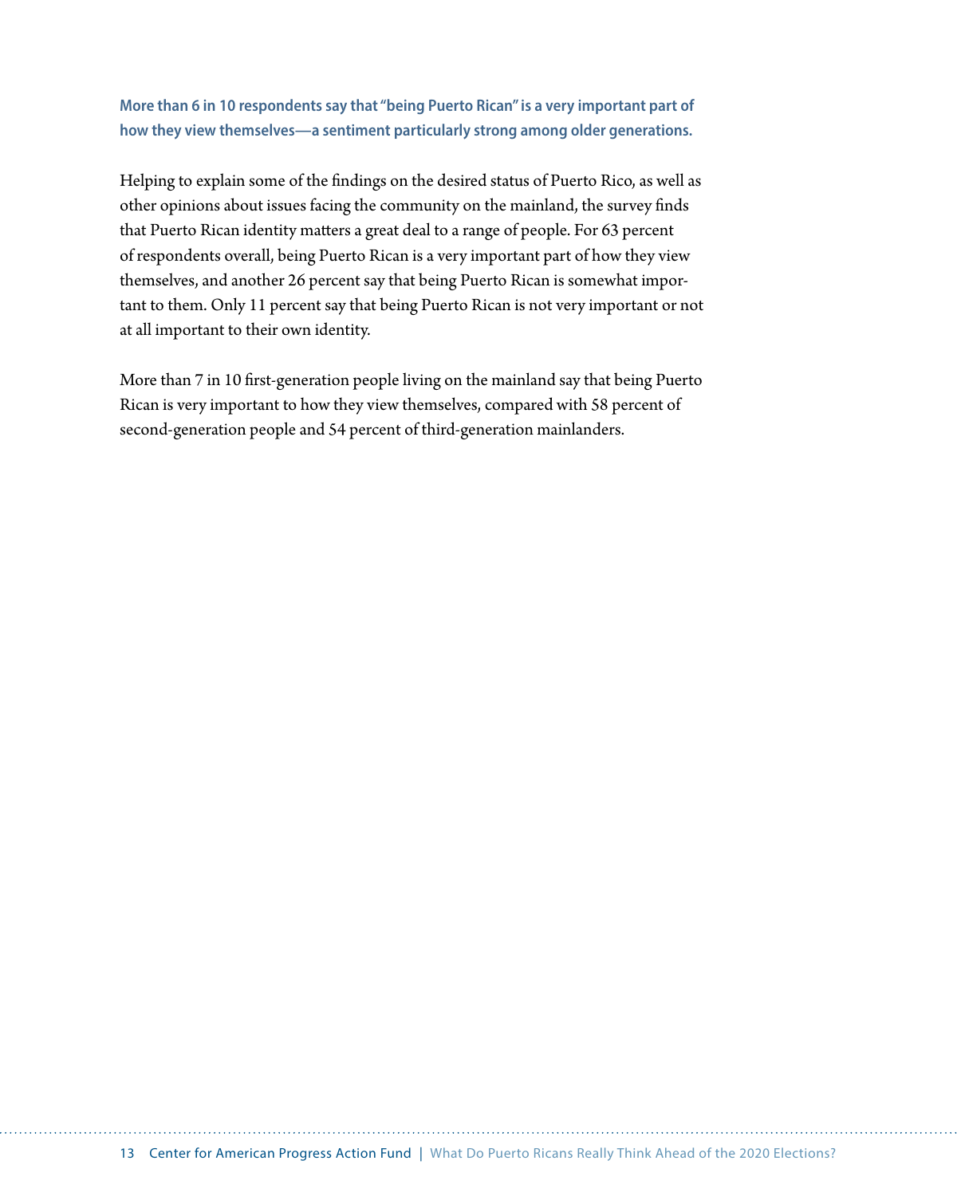**More than 6 in 10 respondents say that "being Puerto Rican" is a very important part of how they view themselves—a sentiment particularly strong among older generations.**

Helping to explain some of the findings on the desired status of Puerto Rico, as well as other opinions about issues facing the community on the mainland, the survey finds that Puerto Rican identity matters a great deal to a range of people. For 63 percent of respondents overall, being Puerto Rican is a very important part of how they view themselves, and another 26 percent say that being Puerto Rican is somewhat important to them. Only 11 percent say that being Puerto Rican is not very important or not at all important to their own identity.

More than 7 in 10 first-generation people living on the mainland say that being Puerto Rican is very important to how they view themselves, compared with 58 percent of second-generation people and 54 percent of third-generation mainlanders.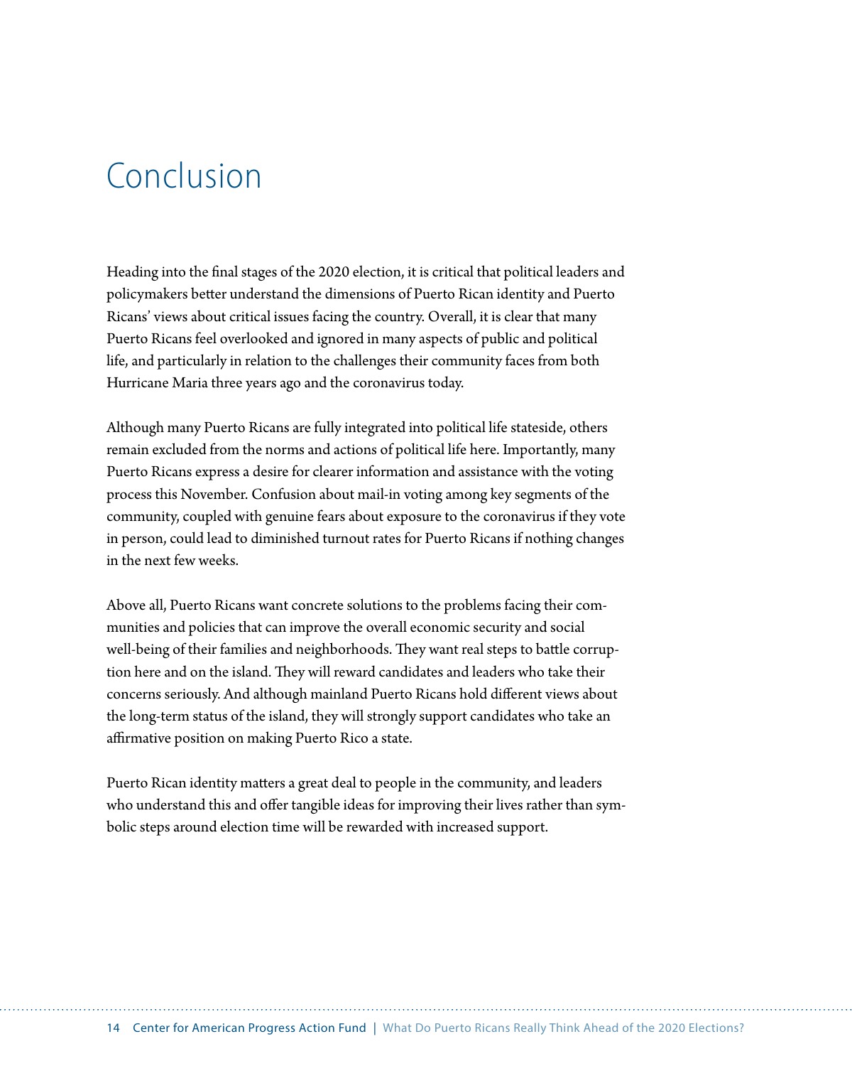# Conclusion

Heading into the final stages of the 2020 election, it is critical that political leaders and policymakers better understand the dimensions of Puerto Rican identity and Puerto Ricans' views about critical issues facing the country. Overall, it is clear that many Puerto Ricans feel overlooked and ignored in many aspects of public and political life, and particularly in relation to the challenges their community faces from both Hurricane Maria three years ago and the coronavirus today.

Although many Puerto Ricans are fully integrated into political life stateside, others remain excluded from the norms and actions of political life here. Importantly, many Puerto Ricans express a desire for clearer information and assistance with the voting process this November. Confusion about mail-in voting among key segments of the community, coupled with genuine fears about exposure to the coronavirus if they vote in person, could lead to diminished turnout rates for Puerto Ricans if nothing changes in the next few weeks.

Above all, Puerto Ricans want concrete solutions to the problems facing their communities and policies that can improve the overall economic security and social well-being of their families and neighborhoods. They want real steps to battle corruption here and on the island. They will reward candidates and leaders who take their concerns seriously. And although mainland Puerto Ricans hold different views about the long-term status of the island, they will strongly support candidates who take an affirmative position on making Puerto Rico a state.

Puerto Rican identity matters a great deal to people in the community, and leaders who understand this and offer tangible ideas for improving their lives rather than symbolic steps around election time will be rewarded with increased support.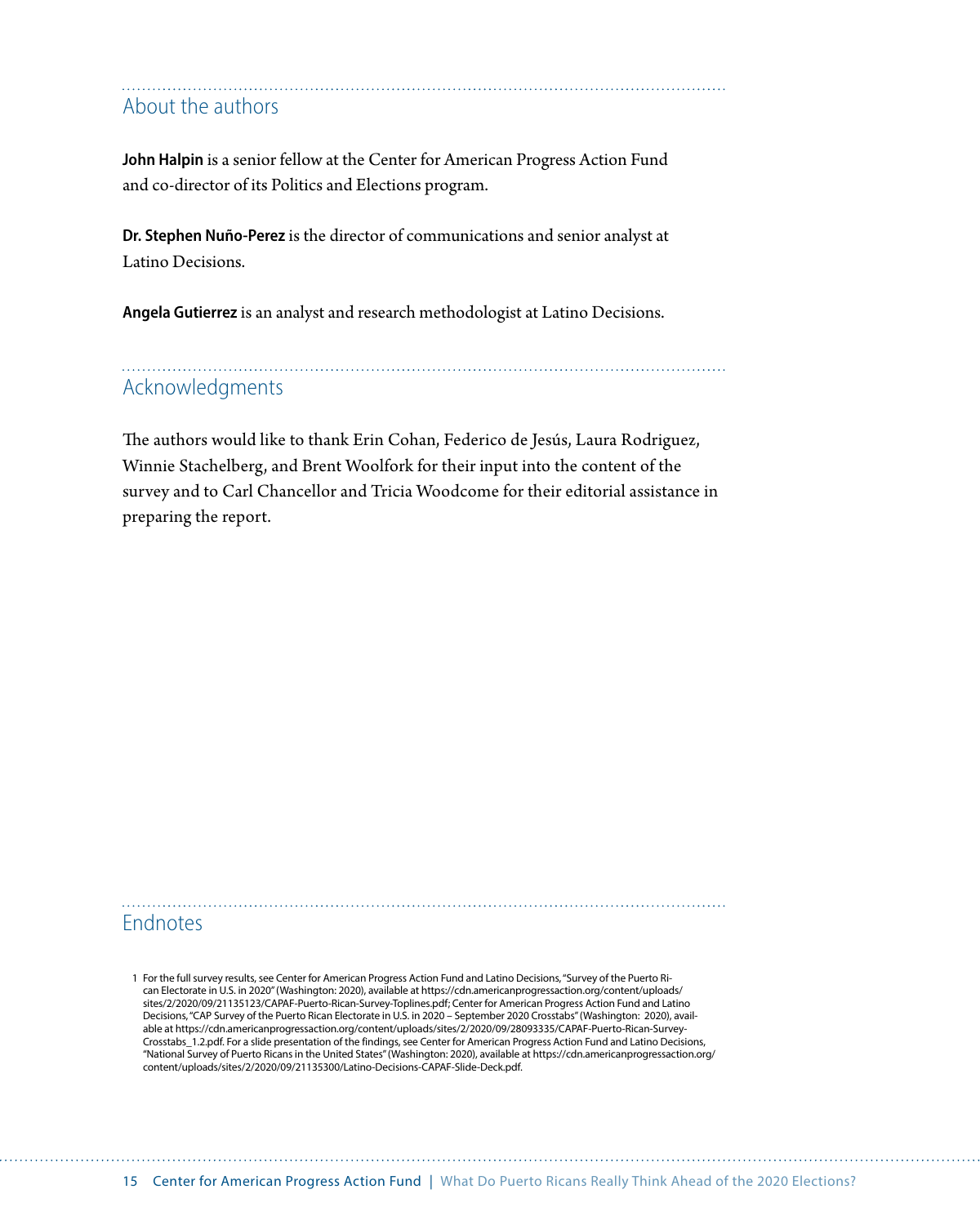## About the authors

**John Halpin** is a senior fellow at the Center for American Progress Action Fund and co-director of its Politics and Elections program.

**Dr. Stephen Nuño-Perez** is the director of communications and senior analyst at Latino Decisions.

**Angela Gutierrez** is an analyst and research methodologist at Latino Decisions.

## Acknowledgments

The authors would like to thank Erin Cohan, Federico de Jesús, Laura Rodriguez, Winnie Stachelberg, and Brent Woolfork for their input into the content of the survey and to Carl Chancellor and Tricia Woodcome for their editorial assistance in preparing the report.

## Endnotes

1 For the full survey results, see Center for American Progress Action Fund and Latino Decisions, "Survey of the Puerto Rican Electorate in U.S. in 2020" (Washington: 2020), available at https://cdn.americanprogressaction.org/content/uploads/sites/2/2020/09/21135123/CAPAF-Puerto-Rican-Survey-Toplines.pdf; Center for American Progress Action Fund and Latino Decisions, "CAP Survey of the Puerto Rican Electorate in U.S. in 2020 – September 2020 Crosstabs" (Washington: 2020), available at https://cdn.americanprogressaction.org/content/uploads/sites/2/2020/09/28093335/CAPAF-Puerto-Rican-Survey-Crosstabs_1.2.pdf. For a slide presentation of the findings, see Center for American Progress Action Fund and Latino Decisions, "National Survey of Puerto Ricans in the United States" (Washington: 2020), available at https://cdn.americanprogressaction.org/content/uploads/sites/2/2020/09/21135300/Latino-Decisions-CAPAF-Slide-Deck.pdf.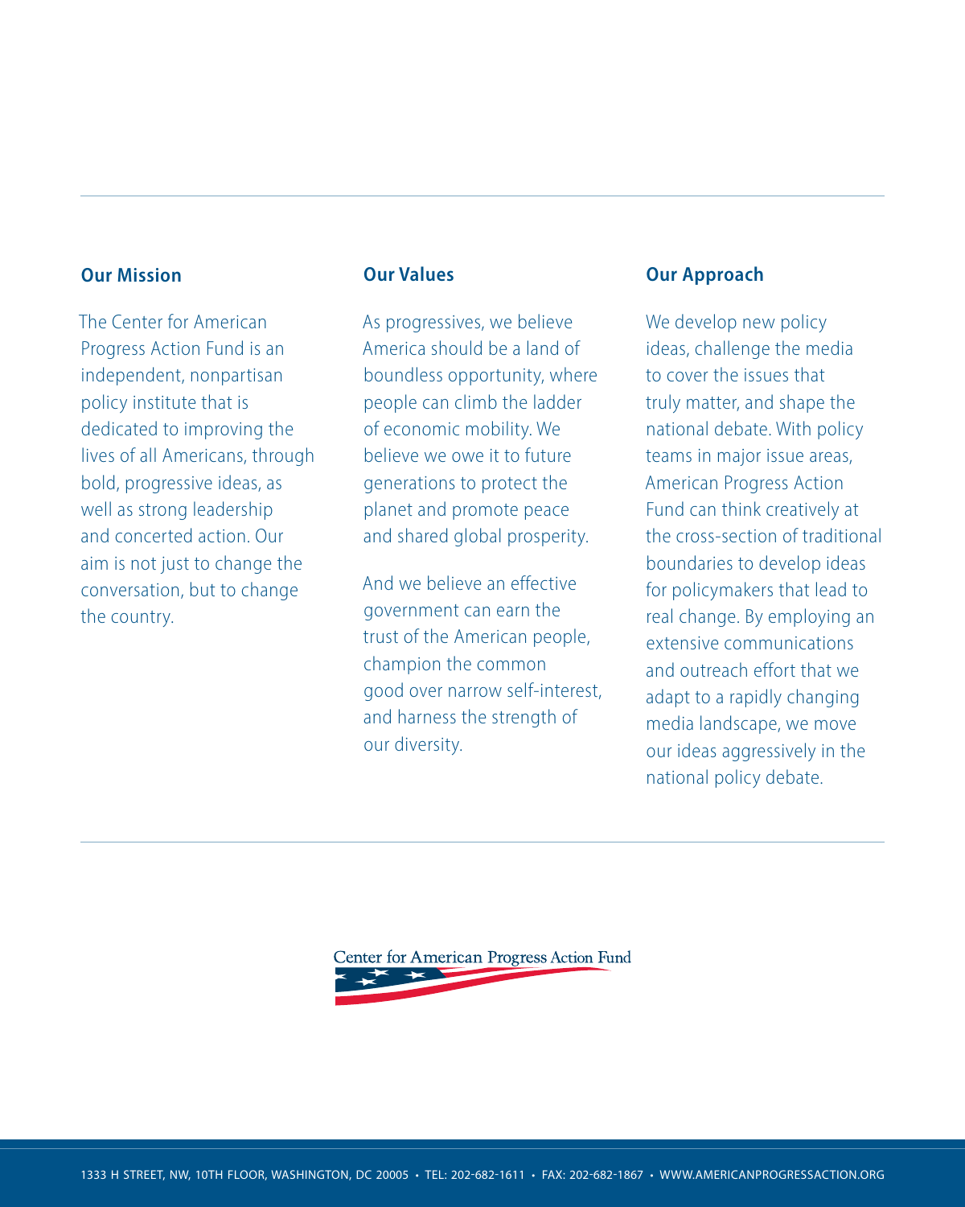## Our Mission

The Center for American Progress Action Fund is an independent, nonpartisan policy institute that is dedicated to improving the lives of all Americans, through bold, progressive ideas, as well as strong leadership and concerted action. Our aim is not just to change the conversation, but to change the country.

## Our Values

As progressives, we believe America should be a land of boundless opportunity, where people can climb the ladder of economic mobility. We believe we owe it to future generations to protect the planet and promote peace and shared global prosperity.

And we believe an effective government can earn the trust of the American people, champion the common good over narrow self-interest, and harness the strength of our diversity.

## Our Approach

We develop new policy ideas, challenge the media to cover the issues that truly matter, and shape the national debate. With policy teams in major issue areas, American Progress Action Fund can think creatively at the cross-section of traditional boundaries to develop ideas for policymakers that lead to real change. By employing an extensive communications and outreach effort that we adapt to a rapidly changing media landscape, we move our ideas aggressively in the national policy debate.

Center for American Progress Action Fund

1333 H STREET, NW, 10TH FLOOR, WASHINGTON, DC 20005 • TEL: 202-682-1611 • FAX: 202-682-1867 • WWW.AMERICANPROGRESSACTION.ORG